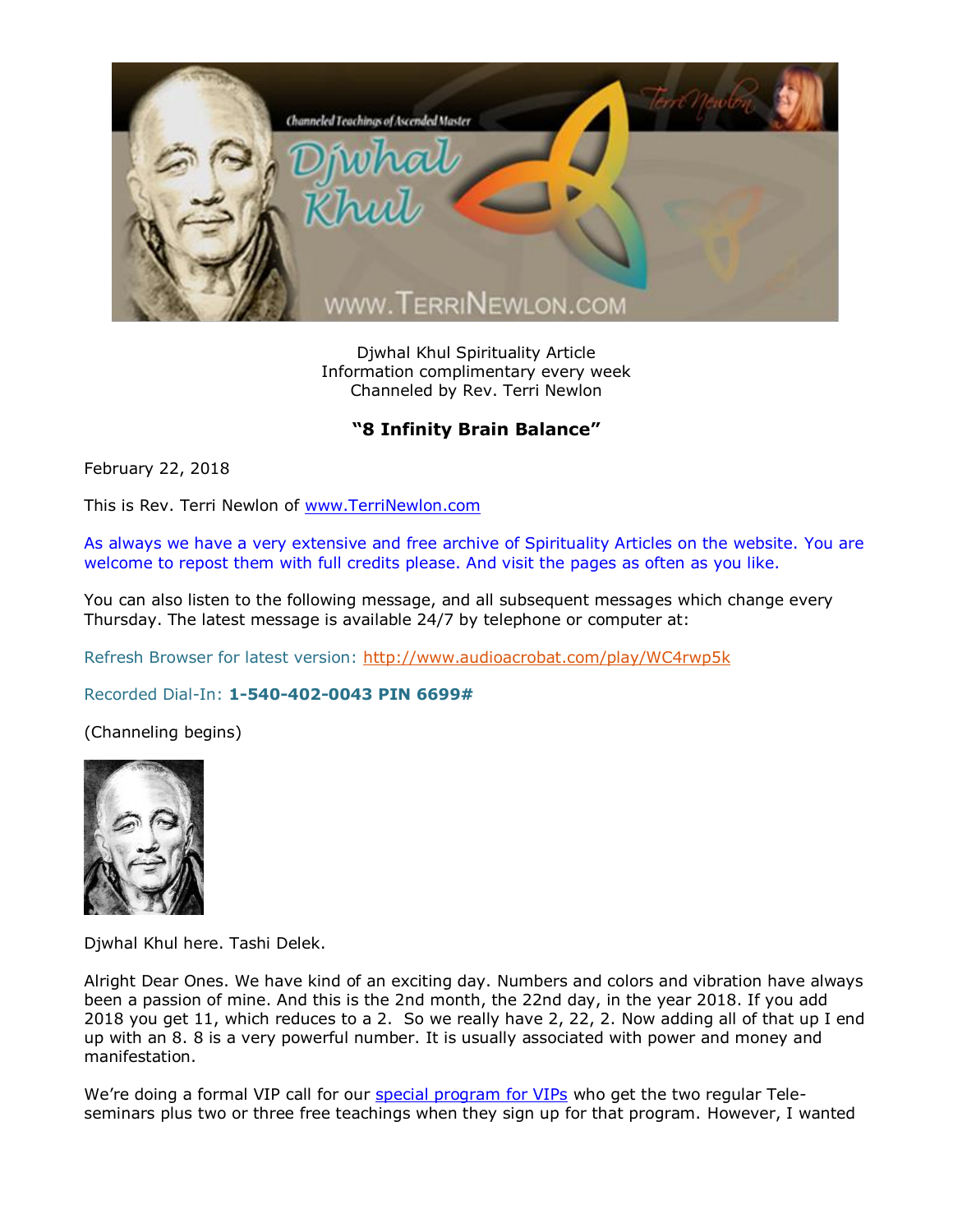Djwhal Khul Spirituality Article
Information complimentary every week
Channeled by Rev. Terri Newlon

## "8 Infinity Brain Balance"

February 22, 2018

This is Rev. Terri Newlon of www.TerriNewlon.com

As always we have a very extensive and free archive of Spirituality Articles on the website. You are welcome to repost them with full credits please. And visit the pages as often as you like.

You can also listen to the following message, and all subsequent messages which change every Thursday. The latest message is available 24/7 by telephone or computer at:

Refresh Browser for latest version: http://www.audioacrobat.com/play/WC4rwp5k

Recorded Dial-In: **1-540-402-0043 PIN 6699#**

(Channeling begins)

Djwhal Khul here. Tashi Delek.

Alright Dear Ones. We have kind of an exciting day. Numbers and colors and vibration have always been a passion of mine. And this is the 2nd month, the 22nd day, in the year 2018. If you add 2018 you get 11, which reduces to a 2. So we really have 2, 22, 2. Now adding all of that up I end up with an 8. 8 is a very powerful number. It is usually associated with power and money and manifestation.

We're doing a formal VIP call for our special program for VIPs who get the two regular Tele-seminars plus two or three free teachings when they sign up for that program. However, I wanted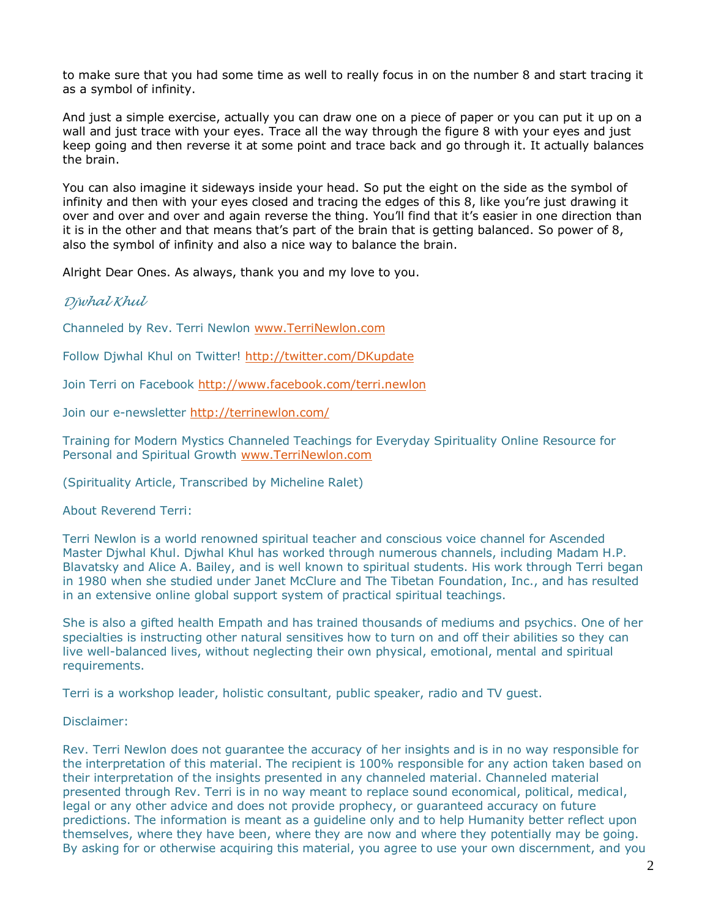to make sure that you had some time as well to really focus in on the number 8 and start tracing it as a symbol of infinity.

And just a simple exercise, actually you can draw one on a piece of paper or you can put it up on a wall and just trace with your eyes. Trace all the way through the figure 8 with your eyes and just keep going and then reverse it at some point and trace back and go through it. It actually balances the brain.

You can also imagine it sideways inside your head. So put the eight on the side as the symbol of infinity and then with your eyes closed and tracing the edges of this 8, like you're just drawing it over and over and over and again reverse the thing. You'll find that it's easier in one direction than it is in the other and that means that's part of the brain that is getting balanced. So power of 8, also the symbol of infinity and also a nice way to balance the brain.

Alright Dear Ones. As always, thank you and my love to you.

*Djwhal Khul*

Channeled by Rev. Terri Newlon www.TerriNewlon.com

Follow Djwhal Khul on Twitter! http://twitter.com/DKupdate

Join Terri on Facebook http://www.facebook.com/terri.newlon

Join our e-newsletter http://terrinewlon.com/

Training for Modern Mystics Channeled Teachings for Everyday Spirituality Online Resource for Personal and Spiritual Growth www.TerriNewlon.com

(Spirituality Article, Transcribed by Micheline Ralet)

About Reverend Terri:

Terri Newlon is a world renowned spiritual teacher and conscious voice channel for Ascended Master Djwhal Khul. Djwhal Khul has worked through numerous channels, including Madam H.P. Blavatsky and Alice A. Bailey, and is well known to spiritual students. His work through Terri began in 1980 when she studied under Janet McClure and The Tibetan Foundation, Inc., and has resulted in an extensive online global support system of practical spiritual teachings.

She is also a gifted health Empath and has trained thousands of mediums and psychics. One of her specialties is instructing other natural sensitives how to turn on and off their abilities so they can live well-balanced lives, without neglecting their own physical, emotional, mental and spiritual requirements.

Terri is a workshop leader, holistic consultant, public speaker, radio and TV guest.

Disclaimer:

Rev. Terri Newlon does not guarantee the accuracy of her insights and is in no way responsible for the interpretation of this material. The recipient is 100% responsible for any action taken based on their interpretation of the insights presented in any channeled material. Channeled material presented through Rev. Terri is in no way meant to replace sound economical, political, medical, legal or any other advice and does not provide prophecy, or guaranteed accuracy on future predictions. The information is meant as a guideline only and to help Humanity better reflect upon themselves, where they have been, where they are now and where they potentially may be going. By asking for or otherwise acquiring this material, you agree to use your own discernment, and you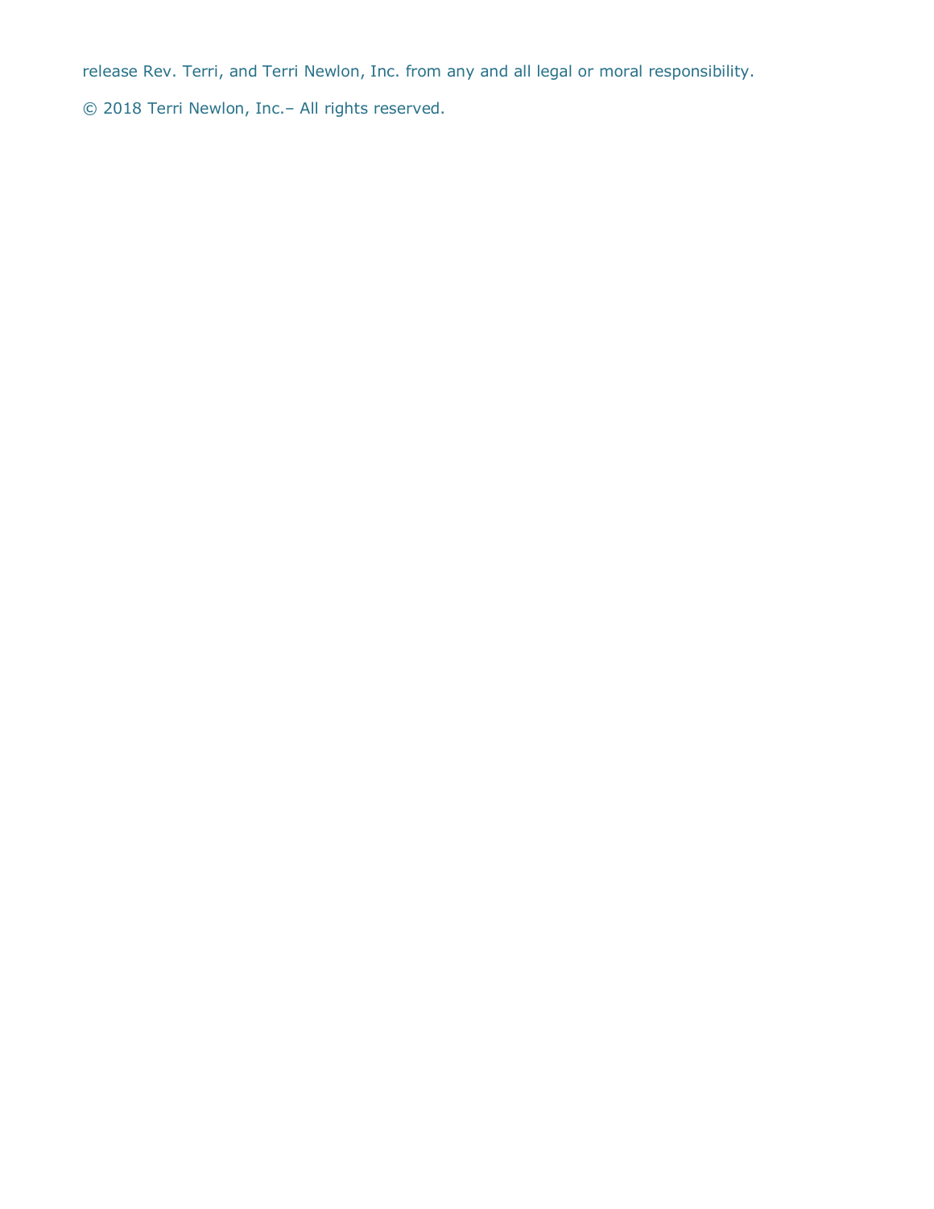release Rev. Terri, and Terri Newlon, Inc. from any and all legal or moral responsibility.

© 2018 Terri Newlon, Inc.– All rights reserved.